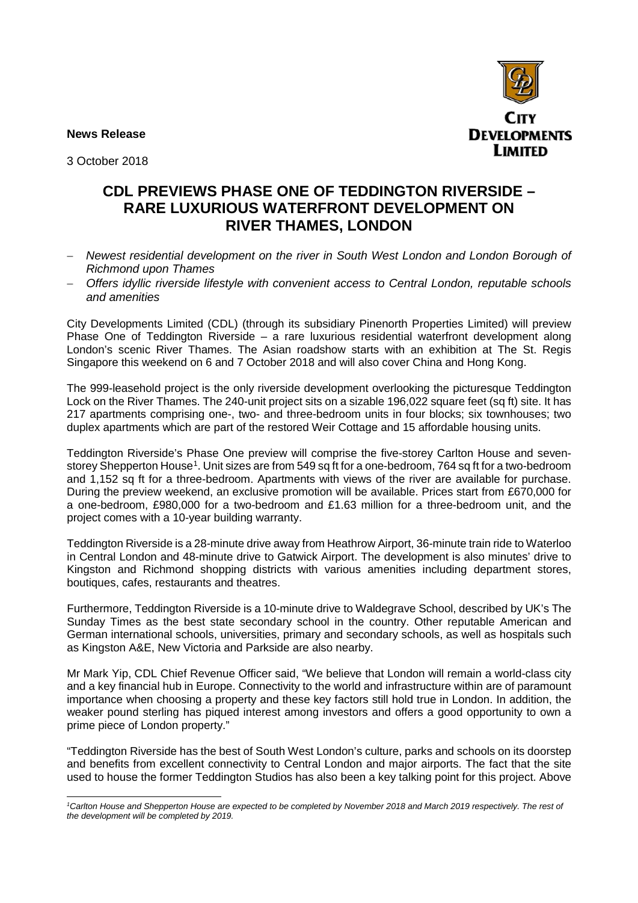**News Release**

3 October 2018

CITY DEVELOPMENTS LIMITED

# CDL PREVIEWS PHASE ONE OF TEDDINGTON RIVERSIDE – RARE LUXURIOUS WATERFRONT DEVELOPMENT ON RIVER THAMES, LONDON

- *Newest residential development on the river in South West London and London Borough of Richmond upon Thames*
- *Offers idyllic riverside lifestyle with convenient access to Central London, reputable schools and amenities*

City Developments Limited (CDL) (through its subsidiary Pinenorth Properties Limited) will preview Phase One of Teddington Riverside – a rare luxurious residential waterfront development along London's scenic River Thames. The Asian roadshow starts with an exhibition at The St. Regis Singapore this weekend on 6 and 7 October 2018 and will also cover China and Hong Kong.

The 999-leasehold project is the only riverside development overlooking the picturesque Teddington Lock on the River Thames. The 240-unit project sits on a sizable 196,022 square feet (sq ft) site. It has 217 apartments comprising one-, two- and three-bedroom units in four blocks; six townhouses; two duplex apartments which are part of the restored Weir Cottage and 15 affordable housing units.

Teddington Riverside's Phase One preview will comprise the five-storey Carlton House and seven-storey Shepperton House[1]. Unit sizes are from 549 sq ft for a one-bedroom, 764 sq ft for a two-bedroom and 1,152 sq ft for a three-bedroom. Apartments with views of the river are available for purchase. During the preview weekend, an exclusive promotion will be available. Prices start from £670,000 for a one-bedroom, £980,000 for a two-bedroom and £1.63 million for a three-bedroom unit, and the project comes with a 10-year building warranty.

Teddington Riverside is a 28-minute drive away from Heathrow Airport, 36-minute train ride to Waterloo in Central London and 48-minute drive to Gatwick Airport. The development is also minutes' drive to Kingston and Richmond shopping districts with various amenities including department stores, boutiques, cafes, restaurants and theatres.

Furthermore, Teddington Riverside is a 10-minute drive to Waldegrave School, described by UK's The Sunday Times as the best state secondary school in the country. Other reputable American and German international schools, universities, primary and secondary schools, as well as hospitals such as Kingston A&E, New Victoria and Parkside are also nearby.

Mr Mark Yip, CDL Chief Revenue Officer said, "We believe that London will remain a world-class city and a key financial hub in Europe. Connectivity to the world and infrastructure within are of paramount importance when choosing a property and these key factors still hold true in London. In addition, the weaker pound sterling has piqued interest among investors and offers a good opportunity to own a prime piece of London property."

"Teddington Riverside has the best of South West London's culture, parks and schools on its doorstep and benefits from excellent connectivity to Central London and major airports. The fact that the site used to house the former Teddington Studios has also been a key talking point for this project. Above

---

*[1]Carlton House and Shepperton House are expected to be completed by November 2018 and March 2019 respectively. The rest of the development will be completed by 2019.*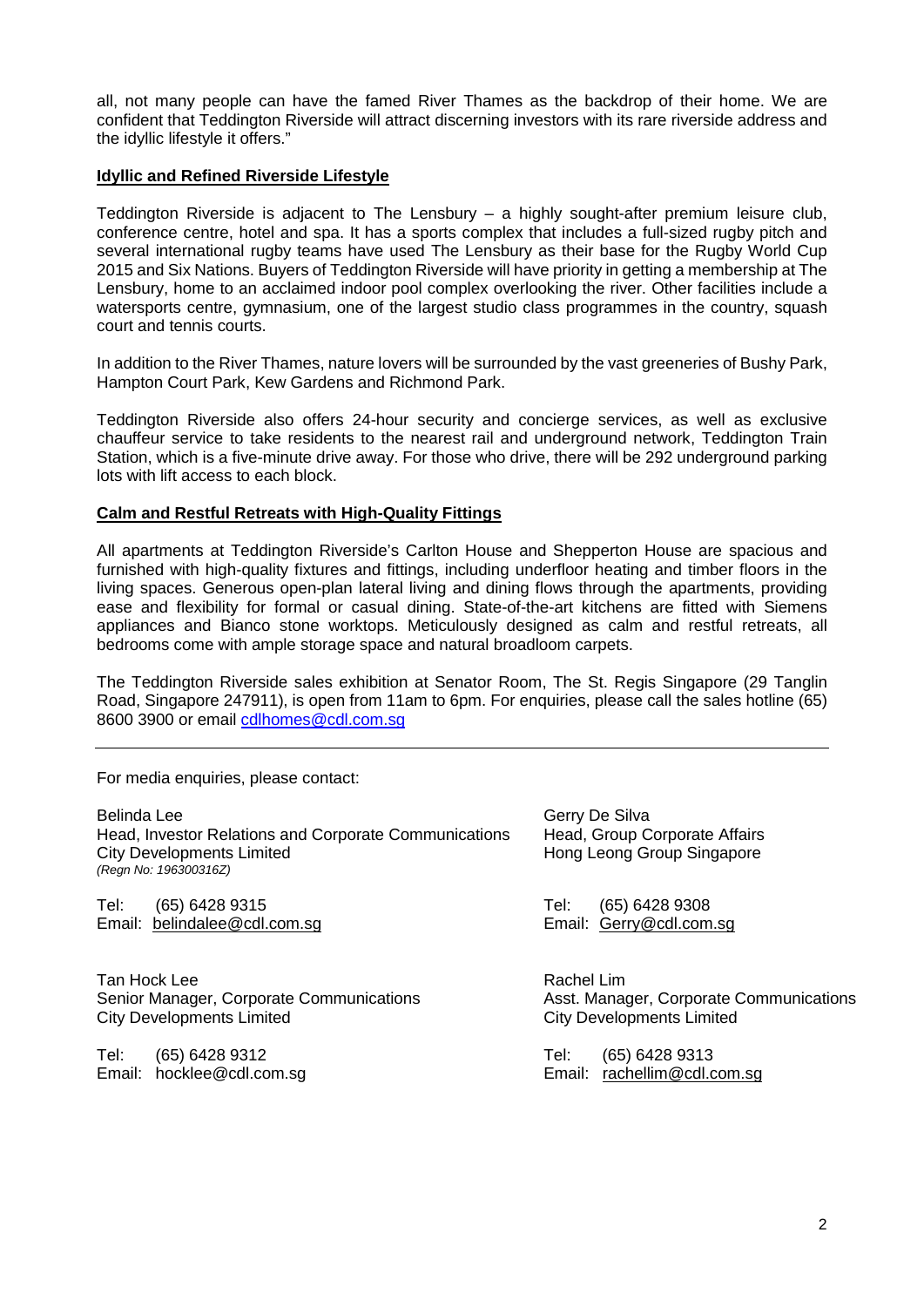all, not many people can have the famed River Thames as the backdrop of their home. We are confident that Teddington Riverside will attract discerning investors with its rare riverside address and the idyllic lifestyle it offers."

**Idyllic and Refined Riverside Lifestyle**

Teddington Riverside is adjacent to The Lensbury – a highly sought-after premium leisure club, conference centre, hotel and spa. It has a sports complex that includes a full-sized rugby pitch and several international rugby teams have used The Lensbury as their base for the Rugby World Cup 2015 and Six Nations. Buyers of Teddington Riverside will have priority in getting a membership at The Lensbury, home to an acclaimed indoor pool complex overlooking the river. Other facilities include a watersports centre, gymnasium, one of the largest studio class programmes in the country, squash court and tennis courts.

In addition to the River Thames, nature lovers will be surrounded by the vast greeneries of Bushy Park, Hampton Court Park, Kew Gardens and Richmond Park.

Teddington Riverside also offers 24-hour security and concierge services, as well as exclusive chauffeur service to take residents to the nearest rail and underground network, Teddington Train Station, which is a five-minute drive away. For those who drive, there will be 292 underground parking lots with lift access to each block.

**Calm and Restful Retreats with High-Quality Fittings**

All apartments at Teddington Riverside's Carlton House and Shepperton House are spacious and furnished with high-quality fixtures and fittings, including underfloor heating and timber floors in the living spaces. Generous open-plan lateral living and dining flows through the apartments, providing ease and flexibility for formal or casual dining. State-of-the-art kitchens are fitted with Siemens appliances and Bianco stone worktops. Meticulously designed as calm and restful retreats, all bedrooms come with ample storage space and natural broadloom carpets.

The Teddington Riverside sales exhibition at Senator Room, The St. Regis Singapore (29 Tanglin Road, Singapore 247911), is open from 11am to 6pm. For enquiries, please call the sales hotline (65) 8600 3900 or email cdlhomes@cdl.com.sg

---

For media enquiries, please contact:

Belinda Lee
Head, Investor Relations and Corporate Communications
City Developments Limited
*(Regn No: 196300316Z)*

Tel: (65) 6428 9315
Email: belindalee@cdl.com.sg

Gerry De Silva
Head, Group Corporate Affairs
Hong Leong Group Singapore

Tel: (65) 6428 9308
Email: Gerry@cdl.com.sg

Tan Hock Lee
Senior Manager, Corporate Communications
City Developments Limited

Tel: (65) 6428 9312
Email: hocklee@cdl.com.sg

Rachel Lim
Asst. Manager, Corporate Communications
City Developments Limited

Tel: (65) 6428 9313
Email: rachellim@cdl.com.sg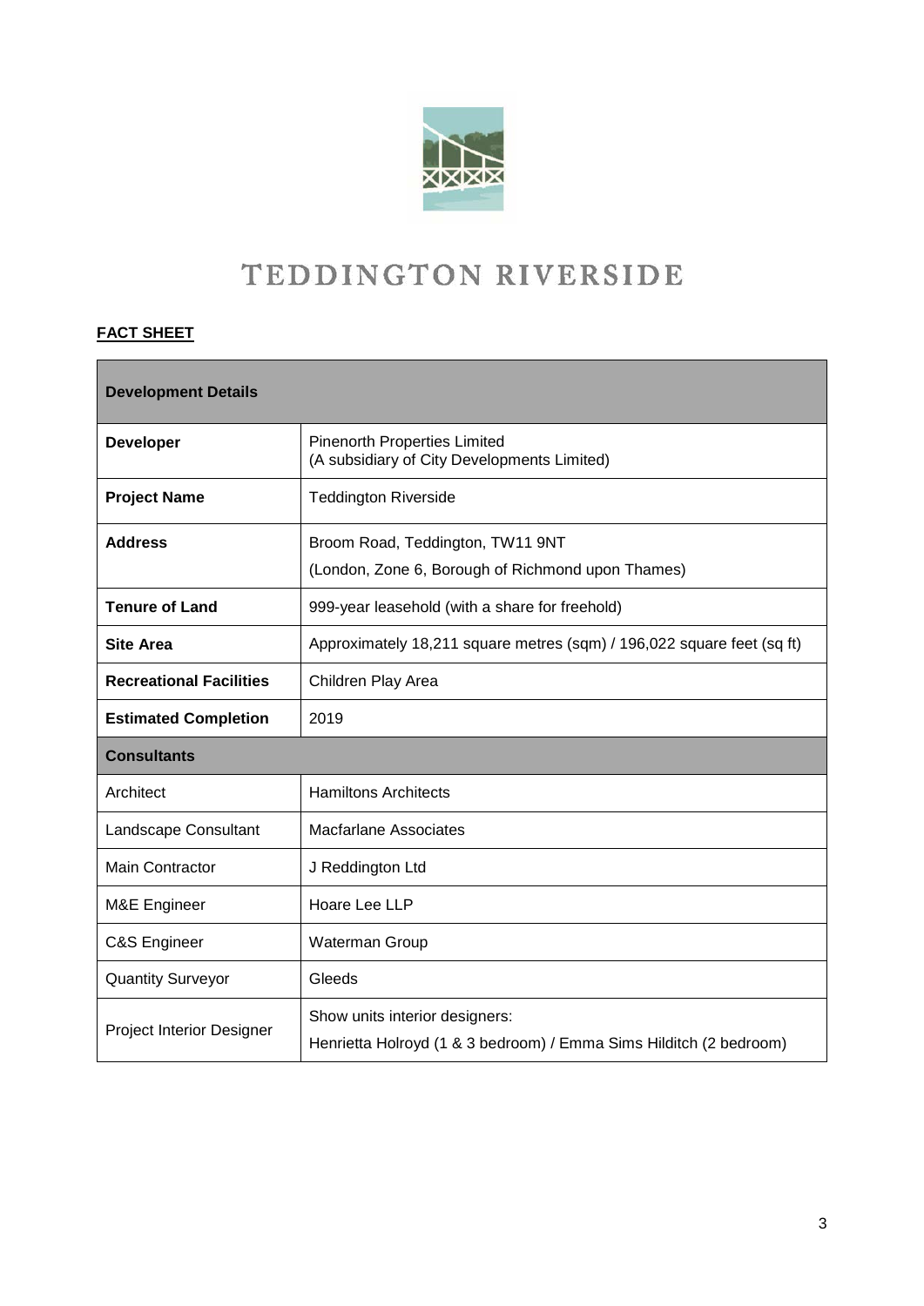# TEDDINGTON RIVERSIDE

**FACT SHEET**

| **Development Details** | |
|---|---|
| **Developer** | Pinenorth Properties Limited<br>(A subsidiary of City Developments Limited) |
| **Project Name** | Teddington Riverside |
| **Address** | Broom Road, Teddington, TW11 9NT<br>(London, Zone 6, Borough of Richmond upon Thames) |
| **Tenure of Land** | 999-year leasehold (with a share for freehold) |
| **Site Area** | Approximately 18,211 square metres (sqm) / 196,022 square feet (sq ft) |
| **Recreational Facilities** | Children Play Area |
| **Estimated Completion** | 2019 |
| **Consultants** | |
| Architect | Hamiltons Architects |
| Landscape Consultant | Macfarlane Associates |
| Main Contractor | J Reddington Ltd |
| M&E Engineer | Hoare Lee LLP |
| C&S Engineer | Waterman Group |
| Quantity Surveyor | Gleeds |
| Project Interior Designer | Show units interior designers:<br>Henrietta Holroyd (1 & 3 bedroom) / Emma Sims Hilditch (2 bedroom) |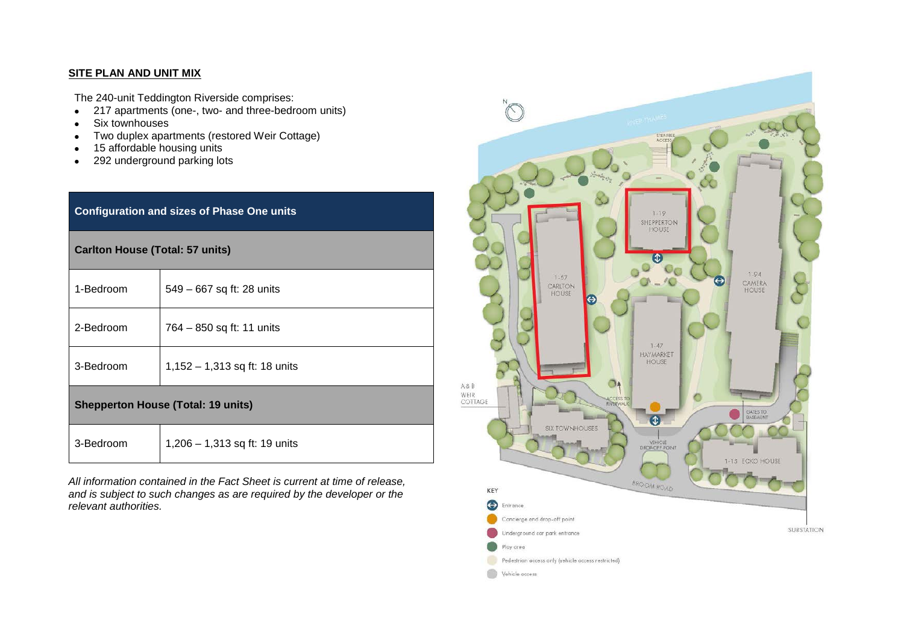## SITE PLAN AND UNIT MIX

The 240-unit Teddington Riverside comprises:

- 217 apartments (one-, two- and three-bedroom units)
- Six townhouses
- Two duplex apartments (restored Weir Cottage)
- 15 affordable housing units
- 292 underground parking lots

| Configuration and sizes of Phase One units | |
|---|---|
| **Carlton House (Total: 57 units)** | |
| 1-Bedroom | 549 – 667 sq ft: 28 units |
| 2-Bedroom | 764 – 850 sq ft: 11 units |
| 3-Bedroom | 1,152 – 1,313 sq ft: 18 units |
| **Shepperton House (Total: 19 units)** | |
| 3-Bedroom | 1,206 – 1,313 sq ft: 19 units |

*All information contained in the Fact Sheet is current at time of release, and is subject to such changes as are required by the developer or the relevant authorities.*

N

RIVER THAMES

STEP FREE ACCESS

1-19 SHEPPERTON HOUSE

1-57 CARLTON HOUSE

1-94 CAMERA HOUSE

1-47 HAYMARKET HOUSE

A & B WEIR COTTAGE

ACCESS TO RIVERWALK

SIX TOWNHOUSES

VEHICLE DROP-OFF POINT

GATES TO BASEMENT

1-15 ECKO HOUSE

BROOM ROAD

SUBSTATION

KEY

Entrance

Concierge and drop-off point

Underground car park entrance

Play area

Pedestrian access only (vehicle access restricted)

Vehicle access